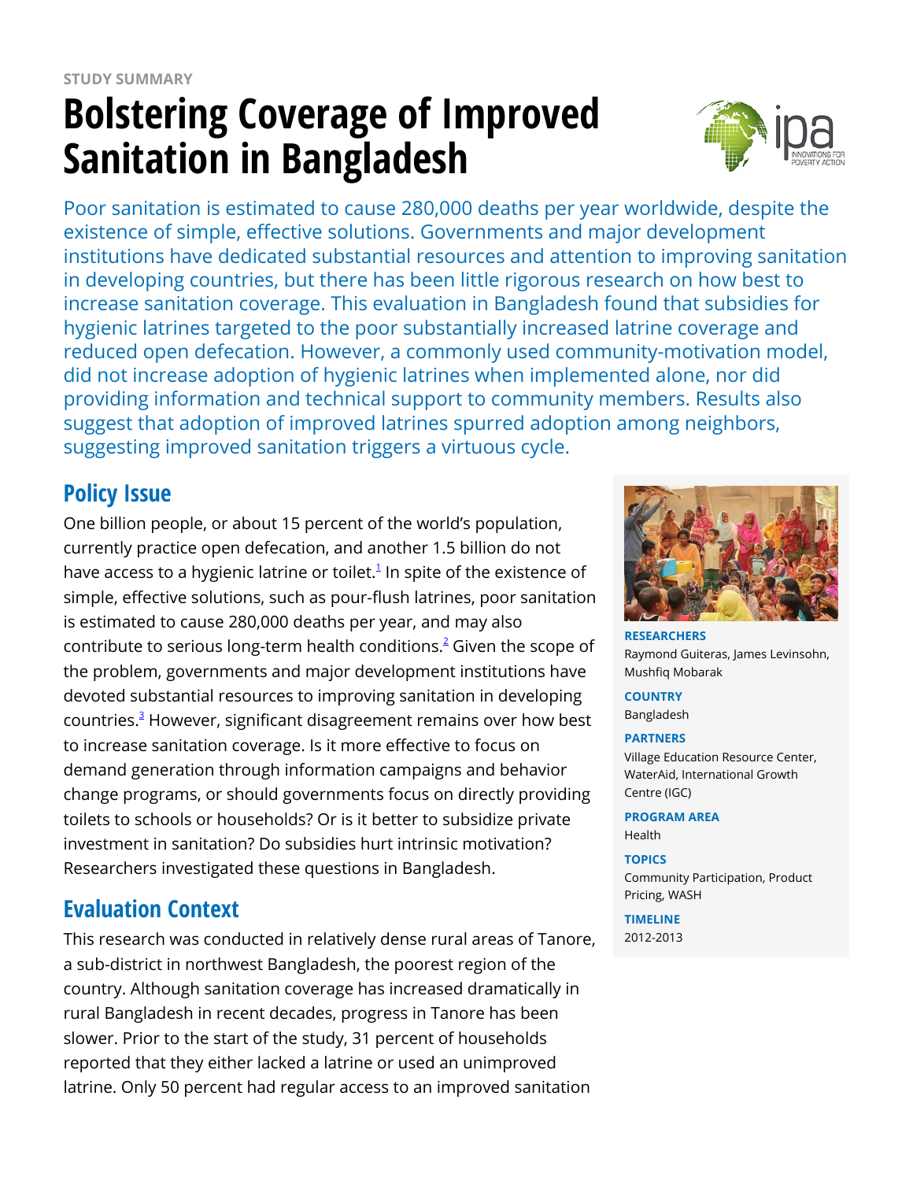STUDY SUMMARY

# Bolstering Coverage of Improved Sanitation in Bangladesh

Poor sanitation is estimated to cause 280,000 deaths per year worldwide, despite the existence of simple, effective solutions. Governments and major development institutions have dedicated substantial resources and attention to improving sanitation in developing countries, but there has been little rigorous research on how best to increase sanitation coverage. This evaluation in Bangladesh found that subsidies for hygienic latrines targeted to the poor substantially increased latrine coverage and reduced open defecation. However, a commonly used community-motivation model, did not increase adoption of hygienic latrines when implemented alone, nor did providing information and technical support to community members. Results also suggest that adoption of improved latrines spurred adoption among neighbors, suggesting improved sanitation triggers a virtuous cycle.

**RESEARCHERS**
Raymond Guiteras, James Levinsohn, Mushfiq Mobarak

**COUNTRY**
Bangladesh

**PARTNERS**
Village Education Resource Center, WaterAid, International Growth Centre (IGC)

**PROGRAM AREA**
Health

**TOPICS**
Community Participation, Product Pricing, WASH

**TIMELINE**
2012-2013

## Policy Issue

One billion people, or about 15 percent of the world's population, currently practice open defecation, and another 1.5 billion do not have access to a hygienic latrine or toilet.[1] In spite of the existence of simple, effective solutions, such as pour-flush latrines, poor sanitation is estimated to cause 280,000 deaths per year, and may also contribute to serious long-term health conditions.[2] Given the scope of the problem, governments and major development institutions have devoted substantial resources to improving sanitation in developing countries.[3] However, significant disagreement remains over how best to increase sanitation coverage. Is it more effective to focus on demand generation through information campaigns and behavior change programs, or should governments focus on directly providing toilets to schools or households? Or is it better to subsidize private investment in sanitation? Do subsidies hurt intrinsic motivation? Researchers investigated these questions in Bangladesh.

## Evaluation Context

This research was conducted in relatively dense rural areas of Tanore, a sub-district in northwest Bangladesh, the poorest region of the country. Although sanitation coverage has increased dramatically in rural Bangladesh in recent decades, progress in Tanore has been slower. Prior to the start of the study, 31 percent of households reported that they either lacked a latrine or used an unimproved latrine. Only 50 percent had regular access to an improved sanitation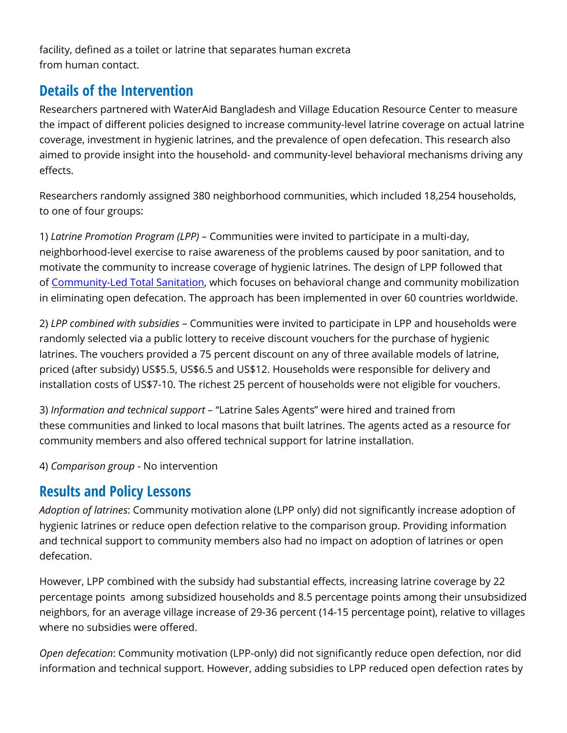facility, defined as a toilet or latrine that separates human excreta from human contact.

## Details of the Intervention

Researchers partnered with WaterAid Bangladesh and Village Education Resource Center to measure the impact of different policies designed to increase community-level latrine coverage on actual latrine coverage, investment in hygienic latrines, and the prevalence of open defecation. This research also aimed to provide insight into the household- and community-level behavioral mechanisms driving any effects.

Researchers randomly assigned 380 neighborhood communities, which included 18,254 households, to one of four groups:

1) *Latrine Promotion Program (LPP)* – Communities were invited to participate in a multi-day, neighborhood-level exercise to raise awareness of the problems caused by poor sanitation, and to motivate the community to increase coverage of hygienic latrines. The design of LPP followed that of Community-Led Total Sanitation, which focuses on behavioral change and community mobilization in eliminating open defecation. The approach has been implemented in over 60 countries worldwide.

2) *LPP combined with subsidies* – Communities were invited to participate in LPP and households were randomly selected via a public lottery to receive discount vouchers for the purchase of hygienic latrines. The vouchers provided a 75 percent discount on any of three available models of latrine, priced (after subsidy) US$5.5, US$6.5 and US$12. Households were responsible for delivery and installation costs of US$7-10. The richest 25 percent of households were not eligible for vouchers.

3) *Information and technical support* – "Latrine Sales Agents" were hired and trained from these communities and linked to local masons that built latrines. The agents acted as a resource for community members and also offered technical support for latrine installation.

4) *Comparison group* - No intervention

## Results and Policy Lessons

*Adoption of latrines*: Community motivation alone (LPP only) did not significantly increase adoption of hygienic latrines or reduce open defection relative to the comparison group. Providing information and technical support to community members also had no impact on adoption of latrines or open defecation.

However, LPP combined with the subsidy had substantial effects, increasing latrine coverage by 22 percentage points among subsidized households and 8.5 percentage points among their unsubsidized neighbors, for an average village increase of 29-36 percent (14-15 percentage point), relative to villages where no subsidies were offered.

*Open defecation*: Community motivation (LPP-only) did not significantly reduce open defection, nor did information and technical support. However, adding subsidies to LPP reduced open defection rates by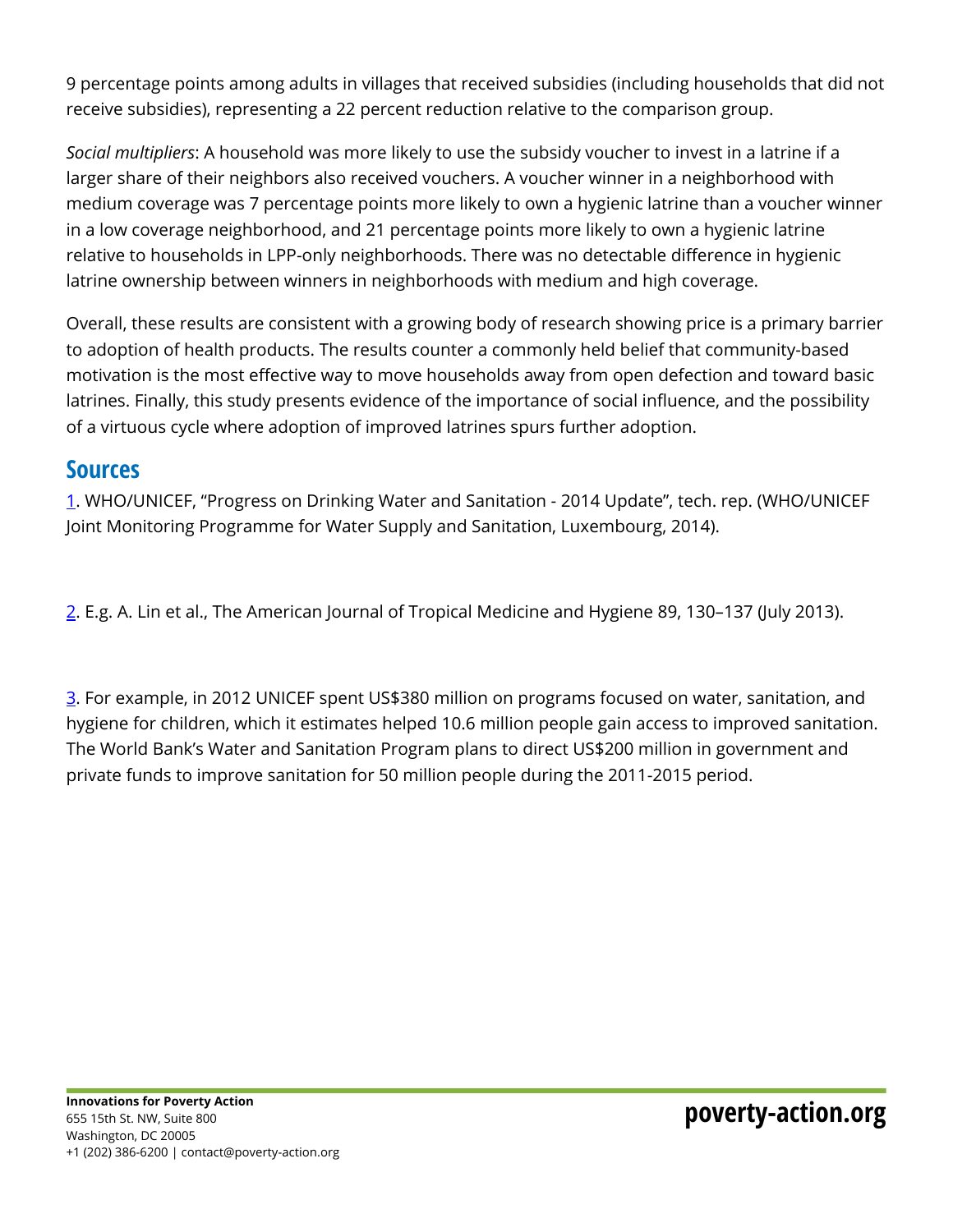9 percentage points among adults in villages that received subsidies (including households that did not receive subsidies), representing a 22 percent reduction relative to the comparison group.

*Social multipliers*: A household was more likely to use the subsidy voucher to invest in a latrine if a larger share of their neighbors also received vouchers. A voucher winner in a neighborhood with medium coverage was 7 percentage points more likely to own a hygienic latrine than a voucher winner in a low coverage neighborhood, and 21 percentage points more likely to own a hygienic latrine relative to households in LPP-only neighborhoods. There was no detectable difference in hygienic latrine ownership between winners in neighborhoods with medium and high coverage.

Overall, these results are consistent with a growing body of research showing price is a primary barrier to adoption of health products. The results counter a commonly held belief that community-based motivation is the most effective way to move households away from open defection and toward basic latrines. Finally, this study presents evidence of the importance of social influence, and the possibility of a virtuous cycle where adoption of improved latrines spurs further adoption.

## Sources

1. WHO/UNICEF, "Progress on Drinking Water and Sanitation - 2014 Update", tech. rep. (WHO/UNICEF Joint Monitoring Programme for Water Supply and Sanitation, Luxembourg, 2014).

2. E.g. A. Lin et al., The American Journal of Tropical Medicine and Hygiene 89, 130–137 (July 2013).

3. For example, in 2012 UNICEF spent US$380 million on programs focused on water, sanitation, and hygiene for children, which it estimates helped 10.6 million people gain access to improved sanitation. The World Bank's Water and Sanitation Program plans to direct US$200 million in government and private funds to improve sanitation for 50 million people during the 2011-2015 period.